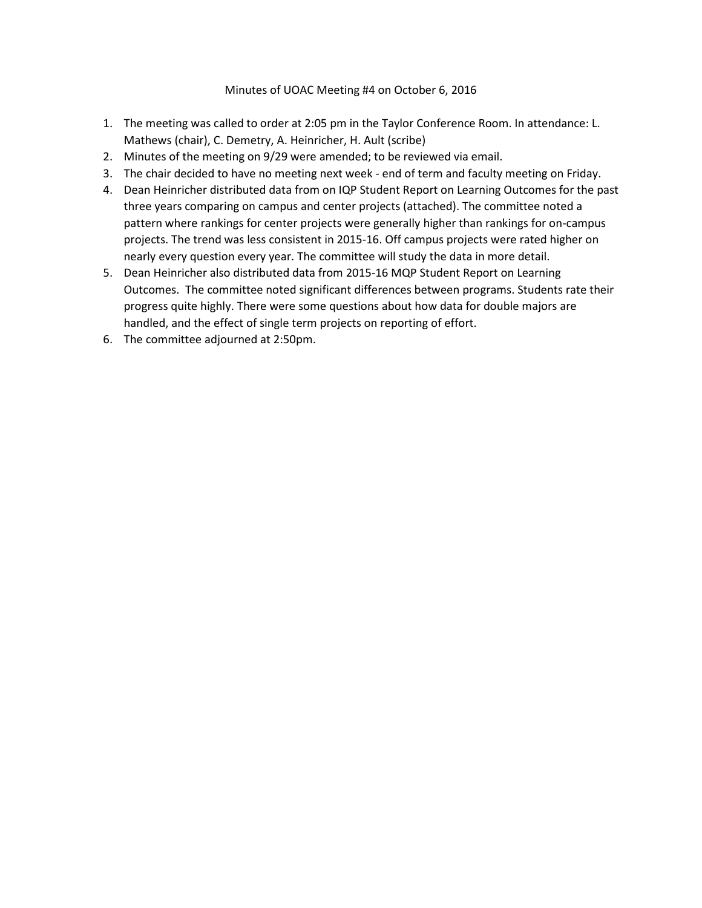# Minutes of UOAC Meeting #4 on October 6, 2016

1. The meeting was called to order at 2:05 pm in the Taylor Conference Room. In attendance: L. Mathews (chair), C. Demetry, A. Heinricher, H. Ault (scribe)
2. Minutes of the meeting on 9/29 were amended; to be reviewed via email.
3. The chair decided to have no meeting next week - end of term and faculty meeting on Friday.
4. Dean Heinricher distributed data from on IQP Student Report on Learning Outcomes for the past three years comparing on campus and center projects (attached). The committee noted a pattern where rankings for center projects were generally higher than rankings for on-campus projects. The trend was less consistent in 2015-16. Off campus projects were rated higher on nearly every question every year. The committee will study the data in more detail.
5. Dean Heinricher also distributed data from 2015-16 MQP Student Report on Learning Outcomes. The committee noted significant differences between programs. Students rate their progress quite highly. There were some questions about how data for double majors are handled, and the effect of single term projects on reporting of effort.
6. The committee adjourned at 2:50pm.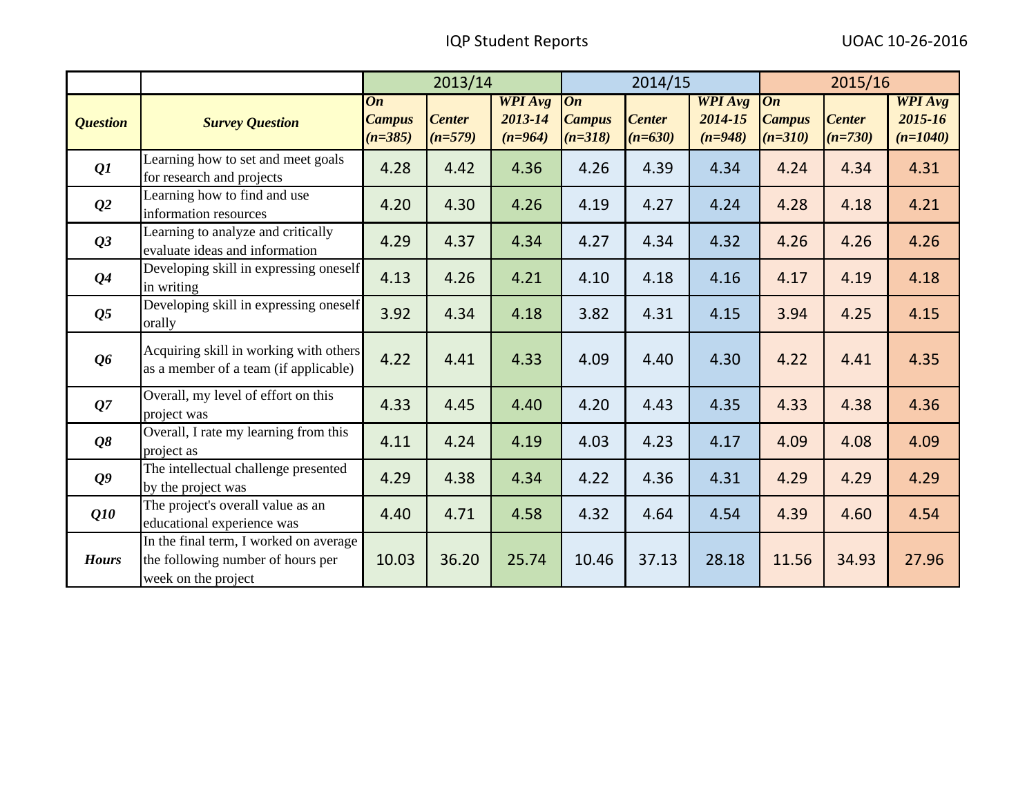# IQP Student Reports

UOAC 10-26-2016

| | | 2013/14 | | | 2014/15 | | | 2015/16 | | |
|---|---|---|---|---|---|---|---|---|---|---|
| ***Question*** | ***Survey Question*** | ***On Campus (n=385)*** | ***Center (n=579)*** | ***WPI Avg 2013-14 (n=964)*** | ***On Campus (n=318)*** | ***Center (n=630)*** | ***WPI Avg 2014-15 (n=948)*** | ***On Campus (n=310)*** | ***Center (n=730)*** | ***WPI Avg 2015-16 (n=1040)*** |
| ***Q1*** | Learning how to set and meet goals for research and projects | 4.28 | 4.42 | 4.36 | 4.26 | 4.39 | 4.34 | 4.24 | 4.34 | 4.31 |
| ***Q2*** | Learning how to find and use information resources | 4.20 | 4.30 | 4.26 | 4.19 | 4.27 | 4.24 | 4.28 | 4.18 | 4.21 |
| ***Q3*** | Learning to analyze and critically evaluate ideas and information | 4.29 | 4.37 | 4.34 | 4.27 | 4.34 | 4.32 | 4.26 | 4.26 | 4.26 |
| ***Q4*** | Developing skill in expressing oneself in writing | 4.13 | 4.26 | 4.21 | 4.10 | 4.18 | 4.16 | 4.17 | 4.19 | 4.18 |
| ***Q5*** | Developing skill in expressing oneself orally | 3.92 | 4.34 | 4.18 | 3.82 | 4.31 | 4.15 | 3.94 | 4.25 | 4.15 |
| ***Q6*** | Acquiring skill in working with others as a member of a team (if applicable) | 4.22 | 4.41 | 4.33 | 4.09 | 4.40 | 4.30 | 4.22 | 4.41 | 4.35 |
| ***Q7*** | Overall, my level of effort on this project was | 4.33 | 4.45 | 4.40 | 4.20 | 4.43 | 4.35 | 4.33 | 4.38 | 4.36 |
| ***Q8*** | Overall, I rate my learning from this project as | 4.11 | 4.24 | 4.19 | 4.03 | 4.23 | 4.17 | 4.09 | 4.08 | 4.09 |
| ***Q9*** | The intellectual challenge presented by the project was | 4.29 | 4.38 | 4.34 | 4.22 | 4.36 | 4.31 | 4.29 | 4.29 | 4.29 |
| ***Q10*** | The project's overall value as an educational experience was | 4.40 | 4.71 | 4.58 | 4.32 | 4.64 | 4.54 | 4.39 | 4.60 | 4.54 |
| ***Hours*** | In the final term, I worked on average the following number of hours per week on the project | 10.03 | 36.20 | 25.74 | 10.46 | 37.13 | 28.18 | 11.56 | 34.93 | 27.96 |